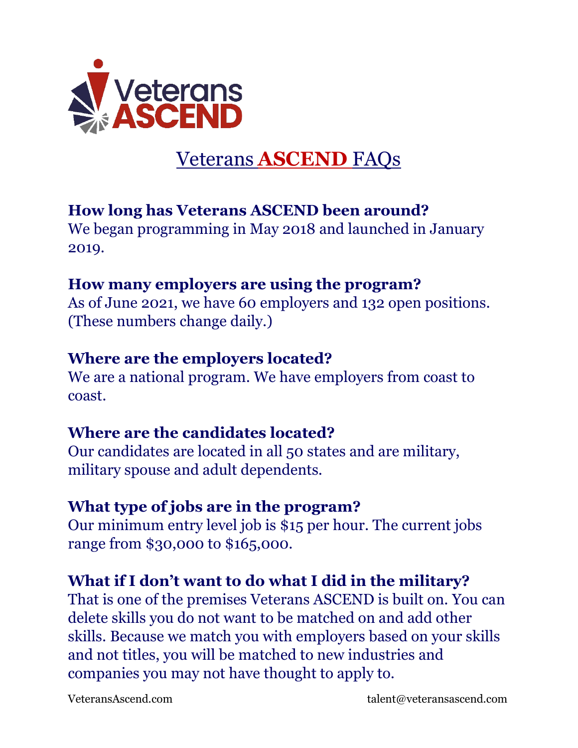# Veterans ASCEND FAQs

**How long has Veterans ASCEND been around?**
We began programming in May 2018 and launched in January 2019.

**How many employers are using the program?**
As of June 2021, we have 60 employers and 132 open positions. (These numbers change daily.)

**Where are the employers located?**
We are a national program. We have employers from coast to coast.

**Where are the candidates located?**
Our candidates are located in all 50 states and are military, military spouse and adult dependents.

**What type of jobs are in the program?**
Our minimum entry level job is $15 per hour. The current jobs range from $30,000 to $165,000.

**What if I don't want to do what I did in the military?**
That is one of the premises Veterans ASCEND is built on. You can delete skills you do not want to be matched on and add other skills. Because we match you with employers based on your skills and not titles, you will be matched to new industries and companies you may not have thought to apply to.

VeteransAscend.com talent@veteransascend.com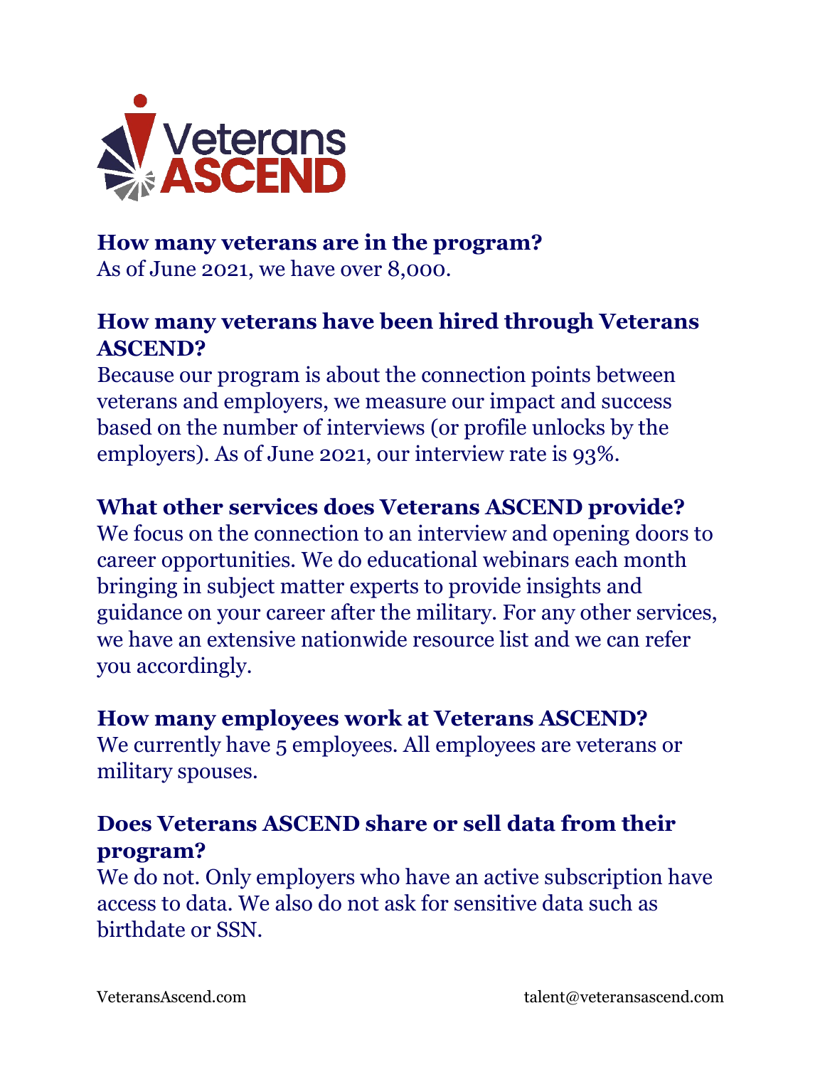**How many veterans are in the program?**
As of June 2021, we have over 8,000.

**How many veterans have been hired through Veterans ASCEND?**
Because our program is about the connection points between veterans and employers, we measure our impact and success based on the number of interviews (or profile unlocks by the employers). As of June 2021, our interview rate is 93%.

**What other services does Veterans ASCEND provide?**
We focus on the connection to an interview and opening doors to career opportunities. We do educational webinars each month bringing in subject matter experts to provide insights and guidance on your career after the military. For any other services, we have an extensive nationwide resource list and we can refer you accordingly.

**How many employees work at Veterans ASCEND?**
We currently have 5 employees. All employees are veterans or military spouses.

**Does Veterans ASCEND share or sell data from their program?**
We do not. Only employers who have an active subscription have access to data. We also do not ask for sensitive data such as birthdate or SSN.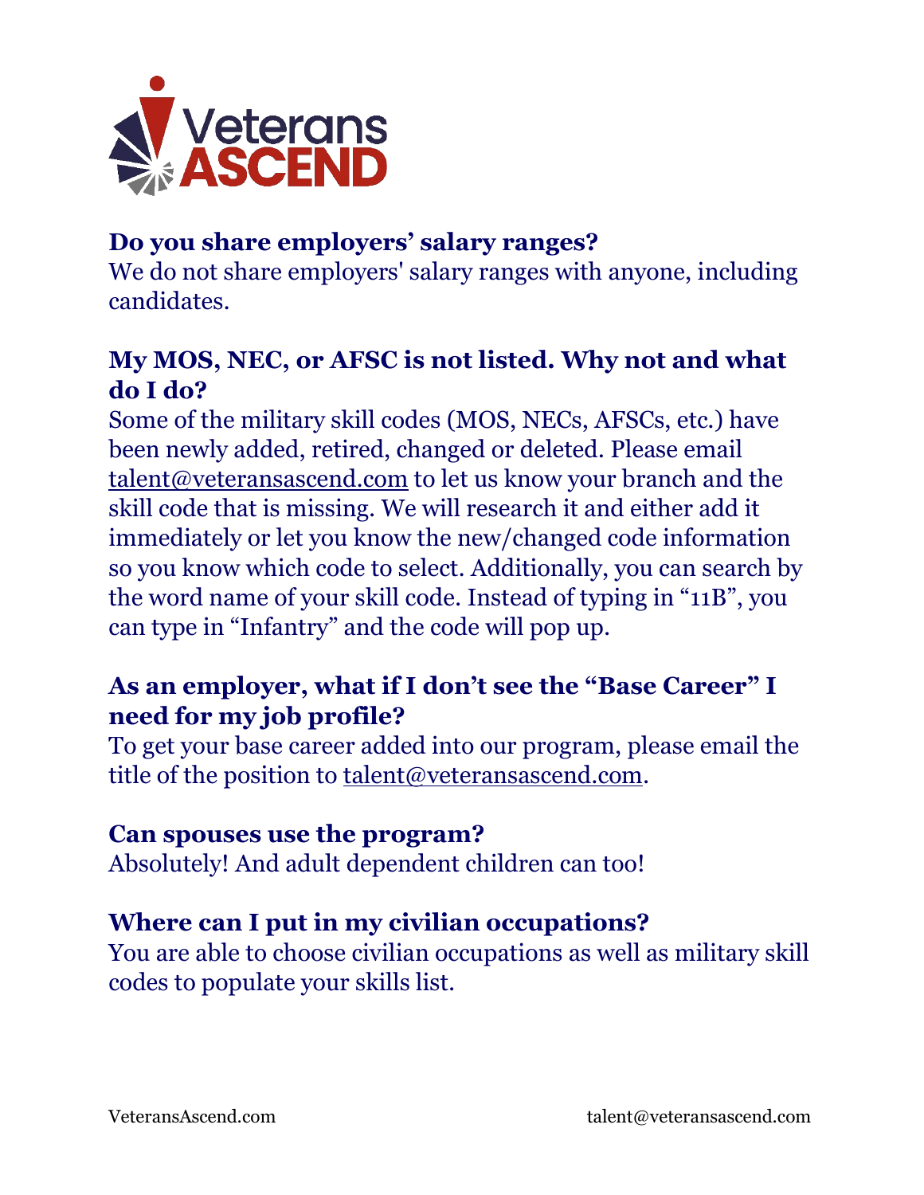## Do you share employers' salary ranges?

We do not share employers' salary ranges with anyone, including candidates.

## My MOS, NEC, or AFSC is not listed. Why not and what do I do?

Some of the military skill codes (MOS, NECs, AFSCs, etc.) have been newly added, retired, changed or deleted. Please email talent@veteransascend.com to let us know your branch and the skill code that is missing. We will research it and either add it immediately or let you know the new/changed code information so you know which code to select. Additionally, you can search by the word name of your skill code. Instead of typing in "11B", you can type in "Infantry" and the code will pop up.

## As an employer, what if I don't see the "Base Career" I need for my job profile?

To get your base career added into our program, please email the title of the position to talent@veteransascend.com.

## Can spouses use the program?

Absolutely! And adult dependent children can too!

## Where can I put in my civilian occupations?

You are able to choose civilian occupations as well as military skill codes to populate your skills list.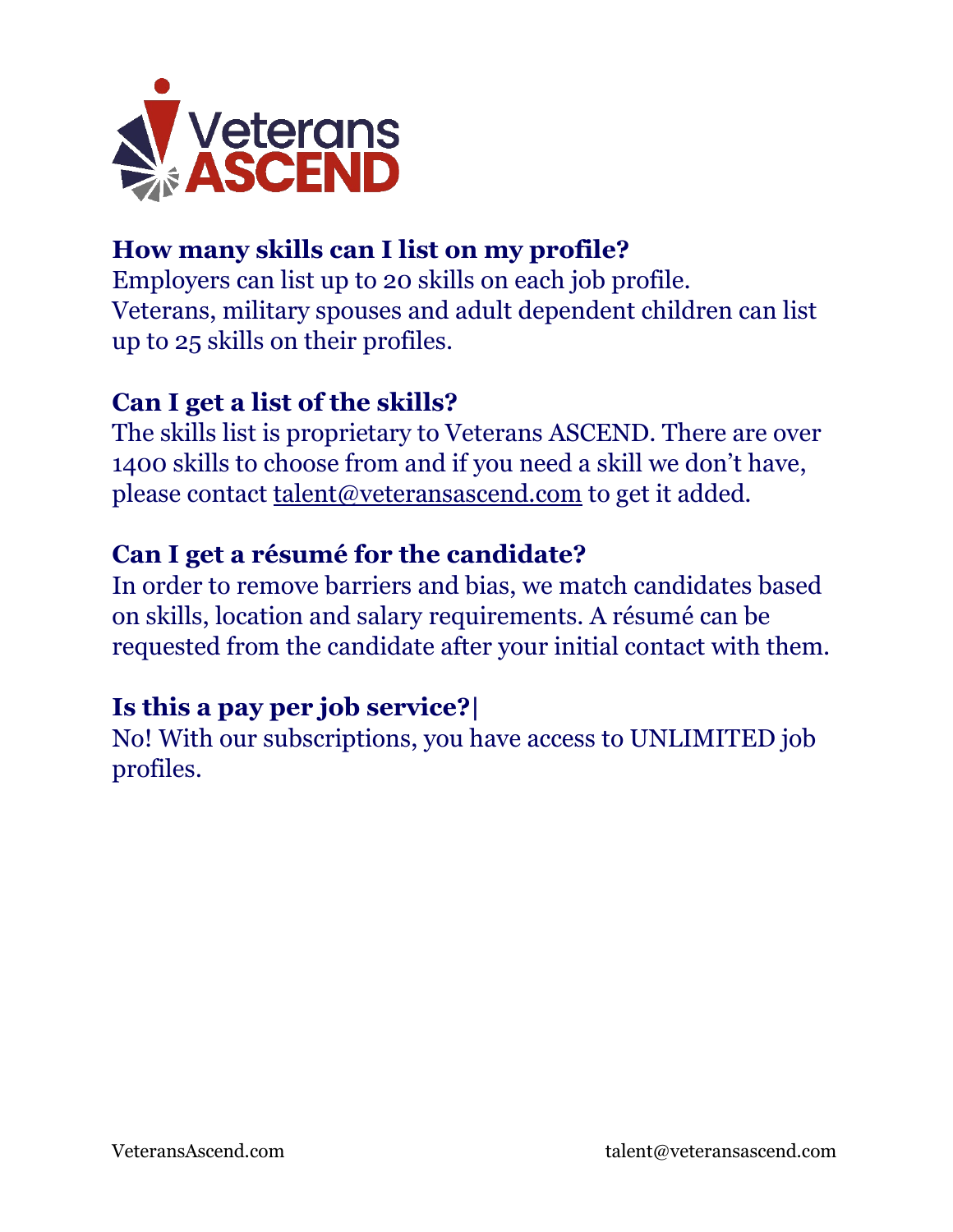### How many skills can I list on my profile?

Employers can list up to 20 skills on each job profile.
Veterans, military spouses and adult dependent children can list up to 25 skills on their profiles.

### Can I get a list of the skills?

The skills list is proprietary to Veterans ASCEND. There are over 1400 skills to choose from and if you need a skill we don't have, please contact talent@veteransascend.com to get it added.

### Can I get a résumé for the candidate?

In order to remove barriers and bias, we match candidates based on skills, location and salary requirements. A résumé can be requested from the candidate after your initial contact with them.

### Is this a pay per job service?|

No! With our subscriptions, you have access to UNLIMITED job profiles.